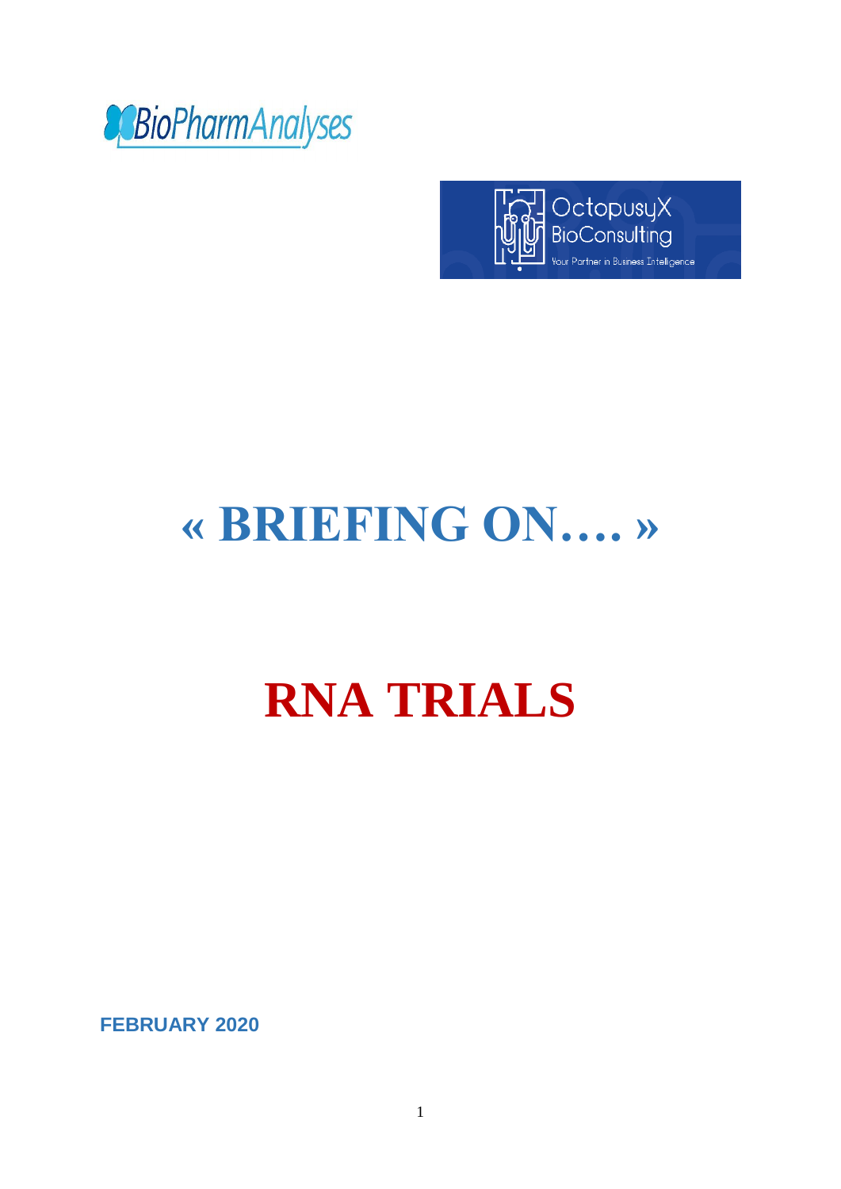BioPharmAnalyses

OctopusyX BioConsulting
Your Partner in Business Intelligence

# « BRIEFING ON…. »

# RNA TRIALS

**FEBRUARY 2020**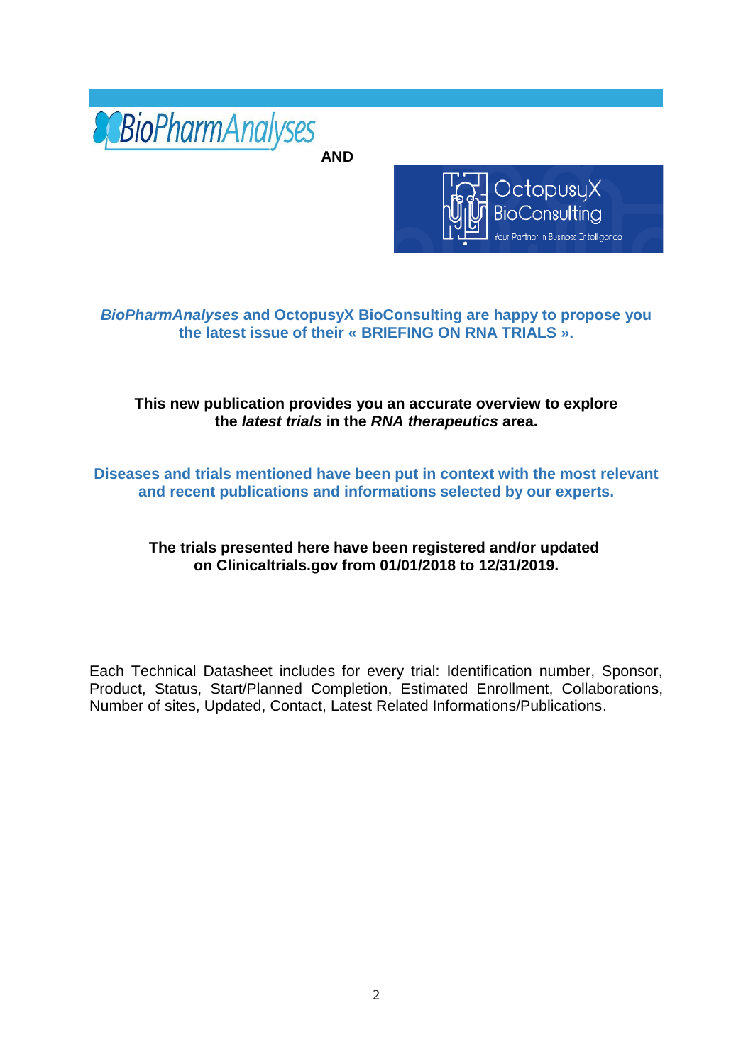BioPharmAnalyses

**AND**

OctopusyX BioConsulting

Your Partner in Business Intelligence

**_BioPharmAnalyses_ and OctopusyX BioConsulting are happy to propose you the latest issue of their « BRIEFING ON RNA TRIALS ».**

**This new publication provides you an accurate overview to explore the _latest trials_ in the _RNA therapeutics_ area.**

**Diseases and trials mentioned have been put in context with the most relevant and recent publications and informations selected by our experts.**

**The trials presented here have been registered and/or updated on Clinicaltrials.gov from 01/01/2018 to 12/31/2019.**

Each Technical Datasheet includes for every trial: Identification number, Sponsor, Product, Status, Start/Planned Completion, Estimated Enrollment, Collaborations, Number of sites, Updated, Contact, Latest Related Informations/Publications.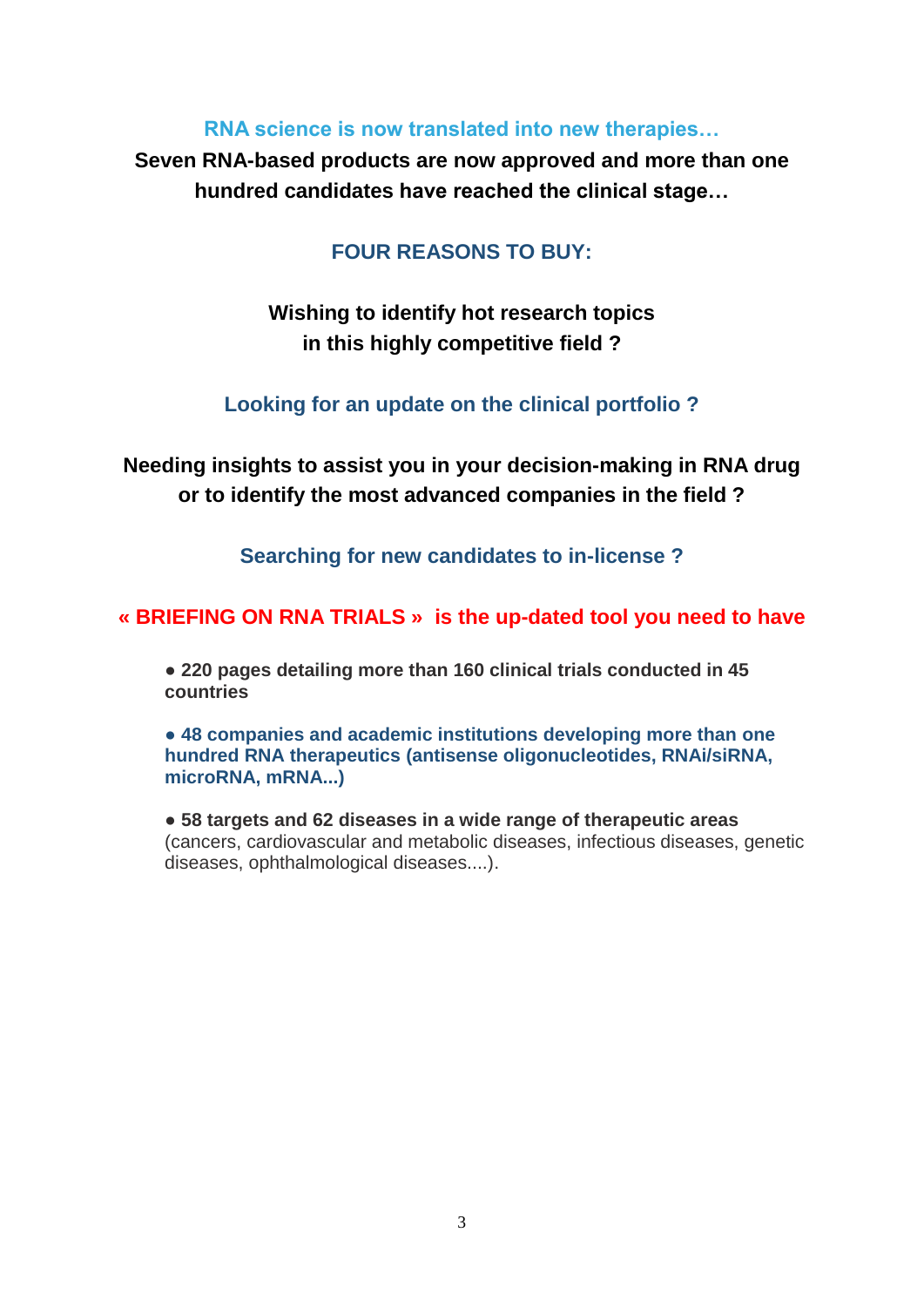**RNA science is now translated into new therapies…**

**Seven RNA-based products are now approved and more than one hundred candidates have reached the clinical stage…**

## FOUR REASONS TO BUY:

**Wishing to identify hot research topics in this highly competitive field ?**

**Looking for an update on the clinical portfolio ?**

**Needing insights to assist you in your decision-making in RNA drug or to identify the most advanced companies in the field ?**

**Searching for new candidates to in-license ?**

**« BRIEFING ON RNA TRIALS » is the up-dated tool you need to have**

- **220 pages detailing more than 160 clinical trials conducted in 45 countries**
- **48 companies and academic institutions developing more than one hundred RNA therapeutics (antisense oligonucleotides, RNAi/siRNA, microRNA, mRNA...)**
- **58 targets and 62 diseases in a wide range of therapeutic areas** (cancers, cardiovascular and metabolic diseases, infectious diseases, genetic diseases, ophthalmological diseases....).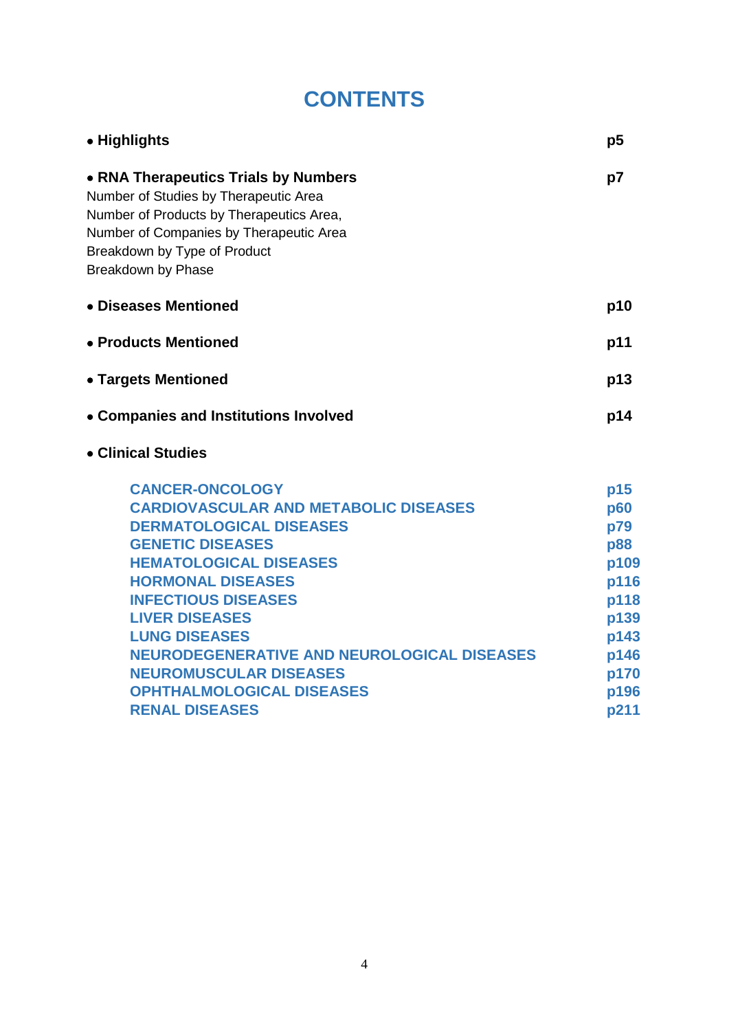# CONTENTS

- **Highlights** **p5**

- **RNA Therapeutics Trials by Numbers** **p7**
  Number of Studies by Therapeutic Area
  Number of Products by Therapeutics Area,
  Number of Companies by Therapeutic Area
  Breakdown by Type of Product
  Breakdown by Phase

- **Diseases Mentioned** **p10**

- **Products Mentioned** **p11**

- **Targets Mentioned** **p13**

- **Companies and Institutions Involved** **p14**

- **Clinical Studies**

  **CANCER-ONCOLOGY** **p15**
  **CARDIOVASCULAR AND METABOLIC DISEASES** **p60**
  **DERMATOLOGICAL DISEASES** **p79**
  **GENETIC DISEASES** **p88**
  **HEMATOLOGICAL DISEASES** **p109**
  **HORMONAL DISEASES** **p116**
  **INFECTIOUS DISEASES** **p118**
  **LIVER DISEASES** **p139**
  **LUNG DISEASES** **p143**
  **NEURODEGENERATIVE AND NEUROLOGICAL DISEASES** **p146**
  **NEUROMUSCULAR DISEASES** **p170**
  **OPHTHALMOLOGICAL DISEASES** **p196**
  **RENAL DISEASES** **p211**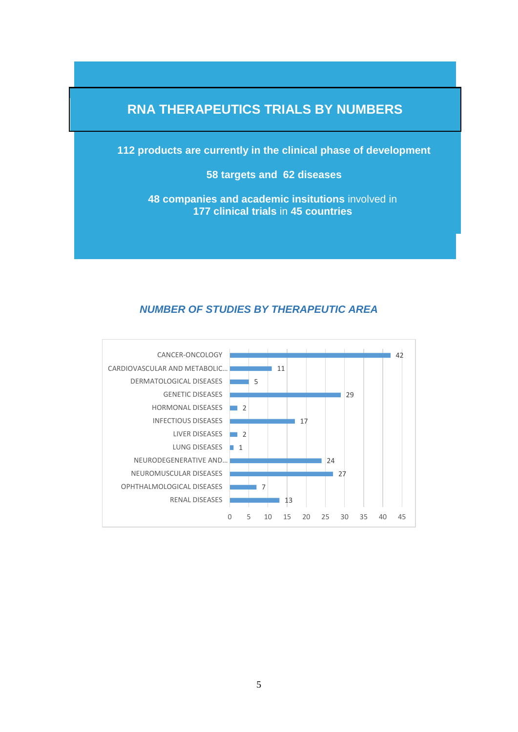# RNA THERAPEUTICS TRIALS BY NUMBERS

**112 products are currently in the clinical phase of development**

**58 targets and 62 diseases**

**48 companies and academic insitutions** involved in
**177 clinical trials** in **45 countries**

***NUMBER OF STUDIES BY THERAPEUTIC AREA***

| Therapeutic area | Number of studies |
|---|---|
| CANCER-ONCOLOGY | 42 |
| CARDIOVASCULAR AND METABOLIC... | 11 |
| DERMATOLOGICAL DISEASES | 5 |
| GENETIC DISEASES | 29 |
| HORMONAL DISEASES | 2 |
| INFECTIOUS DISEASES | 17 |
| LIVER DISEASES | 2 |
| LUNG DISEASES | 1 |
| NEURODEGENERATIVE AND... | 24 |
| NEUROMUSCULAR DISEASES | 27 |
| OPHTHALMOLOGICAL DISEASES | 7 |
| RENAL DISEASES | 13 |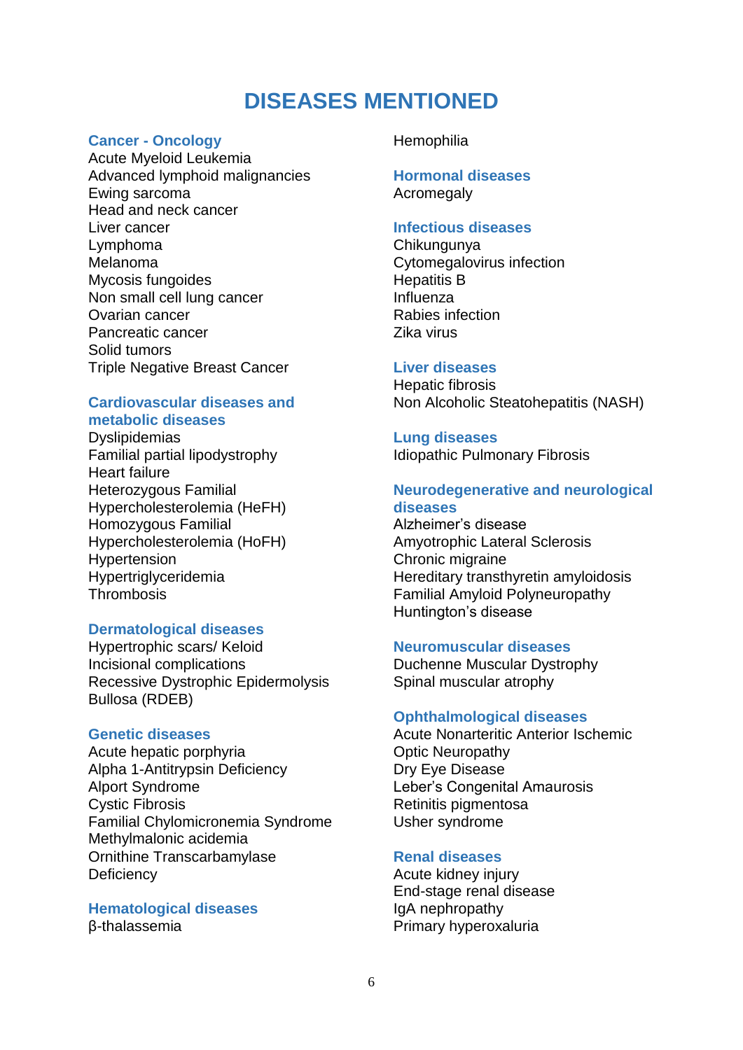# DISEASES MENTIONED

## Cancer - Oncology

Acute Myeloid Leukemia
Advanced lymphoid malignancies
Ewing sarcoma
Head and neck cancer
Liver cancer
Lymphoma
Melanoma
Mycosis fungoides
Non small cell lung cancer
Ovarian cancer
Pancreatic cancer
Solid tumors
Triple Negative Breast Cancer

## Cardiovascular diseases and metabolic diseases

Dyslipidemias
Familial partial lipodystrophy
Heart failure
Heterozygous Familial Hypercholesterolemia (HeFH)
Homozygous Familial Hypercholesterolemia (HoFH)
Hypertension
Hypertriglyceridemia
Thrombosis

## Dermatological diseases

Hypertrophic scars/ Keloid
Incisional complications
Recessive Dystrophic Epidermolysis Bullosa (RDEB)

## Genetic diseases

Acute hepatic porphyria
Alpha 1-Antitrypsin Deficiency
Alport Syndrome
Cystic Fibrosis
Familial Chylomicronemia Syndrome
Methylmalonic acidemia
Ornithine Transcarbamylase Deficiency

## Hematological diseases

β-thalassemia
Hemophilia

## Hormonal diseases

Acromegaly

## Infectious diseases

Chikungunya
Cytomegalovirus infection
Hepatitis B
Influenza
Rabies infection
Zika virus

## Liver diseases

Hepatic fibrosis
Non Alcoholic Steatohepatitis (NASH)

## Lung diseases

Idiopathic Pulmonary Fibrosis

## Neurodegenerative and neurological diseases

Alzheimer's disease
Amyotrophic Lateral Sclerosis
Chronic migraine
Hereditary transthyretin amyloidosis
Familial Amyloid Polyneuropathy
Huntington's disease

## Neuromuscular diseases

Duchenne Muscular Dystrophy
Spinal muscular atrophy

## Ophthalmological diseases

Acute Nonarteritic Anterior Ischemic Optic Neuropathy
Dry Eye Disease
Leber's Congenital Amaurosis
Retinitis pigmentosa
Usher syndrome

## Renal diseases

Acute kidney injury
End-stage renal disease
IgA nephropathy
Primary hyperoxaluria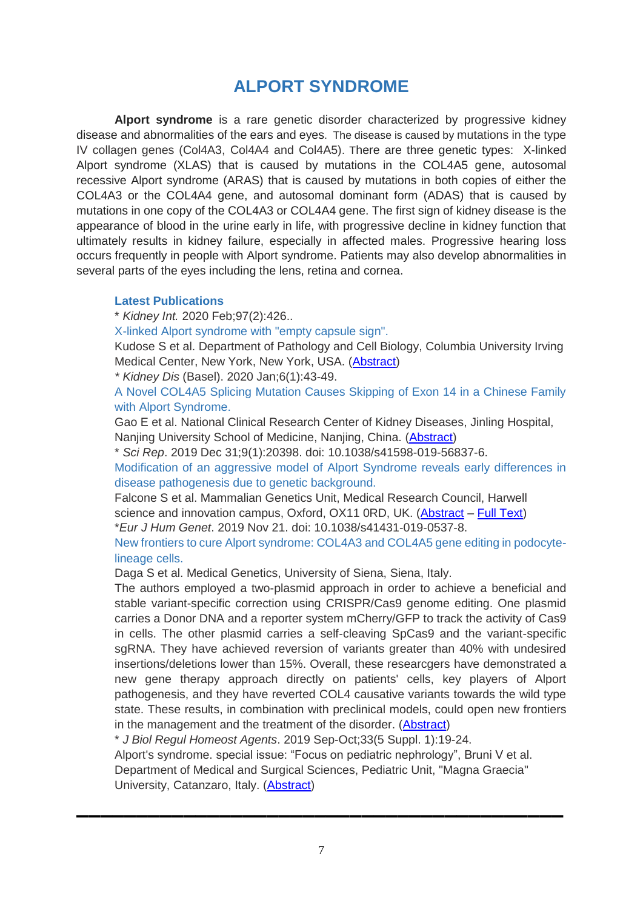# ALPORT SYNDROME

**Alport syndrome** is a rare genetic disorder characterized by progressive kidney disease and abnormalities of the ears and eyes. The disease is caused by mutations in the type IV collagen genes (Col4A3, Col4A4 and Col4A5). There are three genetic types: X-linked Alport syndrome (XLAS) that is caused by mutations in the COL4A5 gene, autosomal recessive Alport syndrome (ARAS) that is caused by mutations in both copies of either the COL4A3 or the COL4A4 gene, and autosomal dominant form (ADAS) that is caused by mutations in one copy of the COL4A3 or COL4A4 gene. The first sign of kidney disease is the appearance of blood in the urine early in life, with progressive decline in kidney function that ultimately results in kidney failure, especially in affected males. Progressive hearing loss occurs frequently in people with Alport syndrome. Patients may also develop abnormalities in several parts of the eyes including the lens, retina and cornea.

### Latest Publications

\* *Kidney Int.* 2020 Feb;97(2):426..

X-linked Alport syndrome with "empty capsule sign".

Kudose S et al. Department of Pathology and Cell Biology, Columbia University Irving Medical Center, New York, New York, USA. (Abstract)

\* *Kidney Dis* (Basel). 2020 Jan;6(1):43-49.

A Novel COL4A5 Splicing Mutation Causes Skipping of Exon 14 in a Chinese Family with Alport Syndrome.

Gao E et al. National Clinical Research Center of Kidney Diseases, Jinling Hospital, Nanjing University School of Medicine, Nanjing, China. (Abstract)

\* *Sci Rep*. 2019 Dec 31;9(1):20398. doi: 10.1038/s41598-019-56837-6.

Modification of an aggressive model of Alport Syndrome reveals early differences in disease pathogenesis due to genetic background.

Falcone S et al. Mammalian Genetics Unit, Medical Research Council, Harwell science and innovation campus, Oxford, OX11 0RD, UK. (Abstract – Full Text)

\**Eur J Hum Genet*. 2019 Nov 21. doi: 10.1038/s41431-019-0537-8.

New frontiers to cure Alport syndrome: COL4A3 and COL4A5 gene editing in podocyte-lineage cells.

Daga S et al. Medical Genetics, University of Siena, Siena, Italy.

The authors employed a two-plasmid approach in order to achieve a beneficial and stable variant-specific correction using CRISPR/Cas9 genome editing. One plasmid carries a Donor DNA and a reporter system mCherry/GFP to track the activity of Cas9 in cells. The other plasmid carries a self-cleaving SpCas9 and the variant-specific sgRNA. They have achieved reversion of variants greater than 40% with undesired insertions/deletions lower than 15%. Overall, these researcgers have demonstrated a new gene therapy approach directly on patients' cells, key players of Alport pathogenesis, and they have reverted COL4 causative variants towards the wild type state. These results, in combination with preclinical models, could open new frontiers in the management and the treatment of the disorder. (Abstract)

\* *J Biol Regul Homeost Agents*. 2019 Sep-Oct;33(5 Suppl. 1):19-24.

Alport's syndrome. special issue: "Focus on pediatric nephrology", Bruni V et al. Department of Medical and Surgical Sciences, Pediatric Unit, "Magna Graecia" University, Catanzaro, Italy. (Abstract)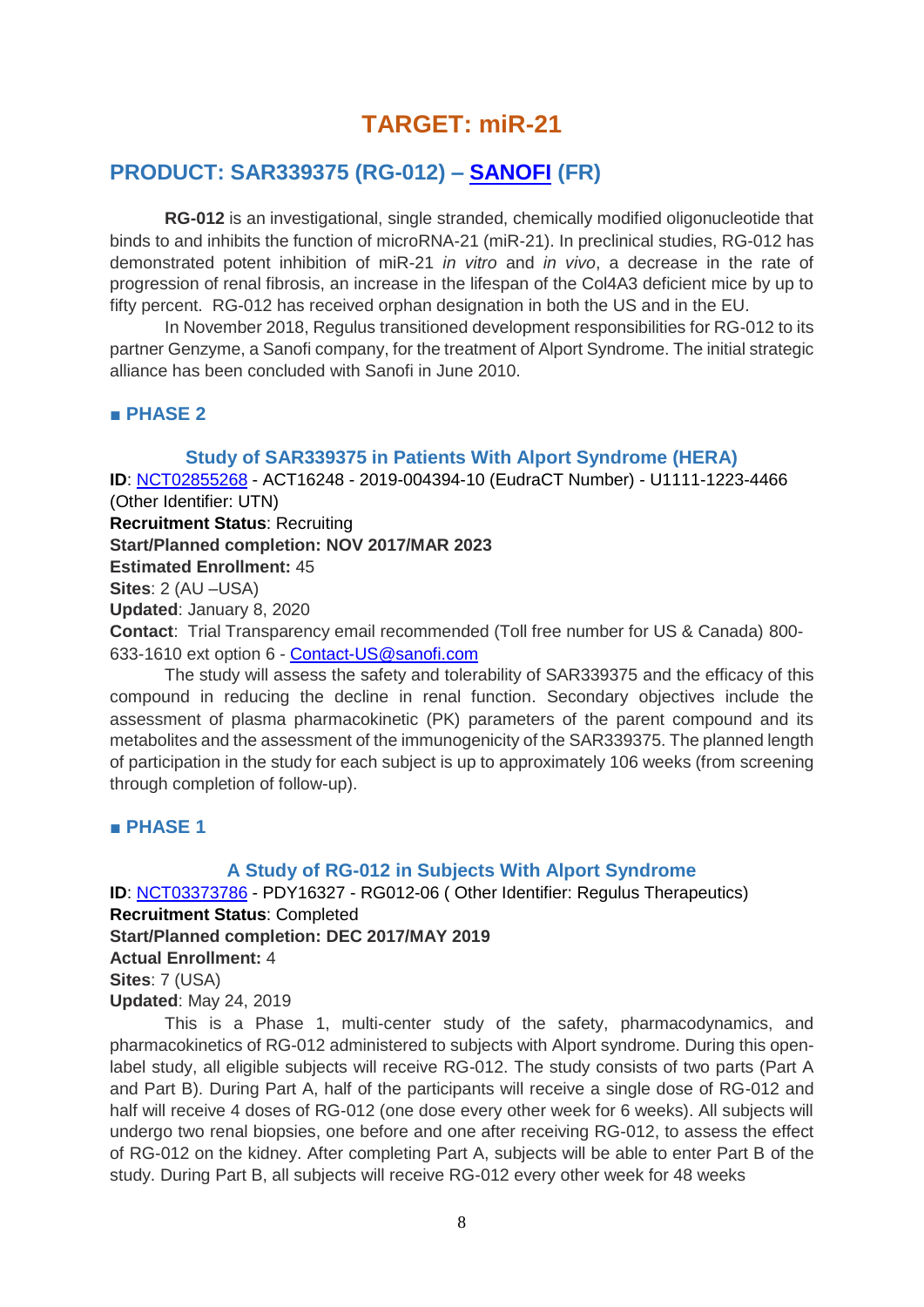# TARGET: miR-21

## PRODUCT: SAR339375 (RG-012) – SANOFI (FR)

**RG-012** is an investigational, single stranded, chemically modified oligonucleotide that binds to and inhibits the function of microRNA-21 (miR-21). In preclinical studies, RG-012 has demonstrated potent inhibition of miR-21 *in vitro* and *in vivo*, a decrease in the rate of progression of renal fibrosis, an increase in the lifespan of the Col4A3 deficient mice by up to fifty percent. RG-012 has received orphan designation in both the US and in the EU.

In November 2018, Regulus transitioned development responsibilities for RG-012 to its partner Genzyme, a Sanofi company, for the treatment of Alport Syndrome. The initial strategic alliance has been concluded with Sanofi in June 2010.

### ■ PHASE 2

#### Study of SAR339375 in Patients With Alport Syndrome (HERA)

**ID**: NCT02855268 - ACT16248 - 2019-004394-10 (EudraCT Number) - U1111-1223-4466 (Other Identifier: UTN)
**Recruitment Status**: Recruiting
**Start/Planned completion: NOV 2017/MAR 2023**
**Estimated Enrollment:** 45
**Sites**: 2 (AU –USA)
**Updated**: January 8, 2020
**Contact**: Trial Transparency email recommended (Toll free number for US & Canada) 800-633-1610 ext option 6 - Contact-US@sanofi.com

The study will assess the safety and tolerability of SAR339375 and the efficacy of this compound in reducing the decline in renal function. Secondary objectives include the assessment of plasma pharmacokinetic (PK) parameters of the parent compound and its metabolites and the assessment of the immunogenicity of the SAR339375. The planned length of participation in the study for each subject is up to approximately 106 weeks (from screening through completion of follow-up).

### ■ PHASE 1

#### A Study of RG-012 in Subjects With Alport Syndrome

**ID**: NCT03373786 - PDY16327 - RG012-06 ( Other Identifier: Regulus Therapeutics)
**Recruitment Status**: Completed
**Start/Planned completion: DEC 2017/MAY 2019**
**Actual Enrollment:** 4
**Sites**: 7 (USA)
**Updated**: May 24, 2019

This is a Phase 1, multi-center study of the safety, pharmacodynamics, and pharmacokinetics of RG-012 administered to subjects with Alport syndrome. During this open-label study, all eligible subjects will receive RG-012. The study consists of two parts (Part A and Part B). During Part A, half of the participants will receive a single dose of RG-012 and half will receive 4 doses of RG-012 (one dose every other week for 6 weeks). All subjects will undergo two renal biopsies, one before and one after receiving RG-012, to assess the effect of RG-012 on the kidney. After completing Part A, subjects will be able to enter Part B of the study. During Part B, all subjects will receive RG-012 every other week for 48 weeks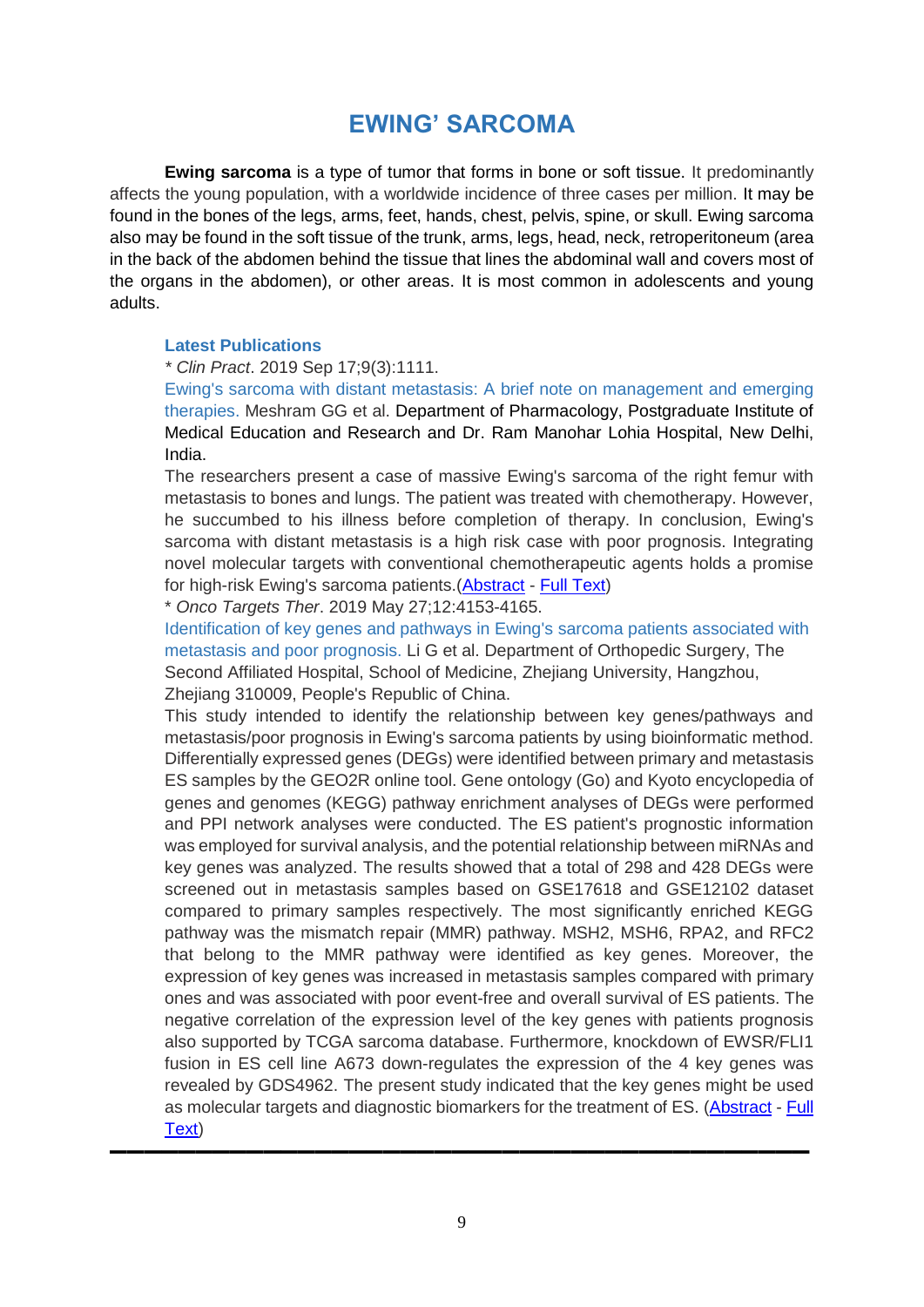# EWING' SARCOMA

**Ewing sarcoma** is a type of tumor that forms in bone or soft tissue. It predominantly affects the young population, with a worldwide incidence of three cases per million. It may be found in the bones of the legs, arms, feet, hands, chest, pelvis, spine, or skull. Ewing sarcoma also may be found in the soft tissue of the trunk, arms, legs, head, neck, retroperitoneum (area in the back of the abdomen behind the tissue that lines the abdominal wall and covers most of the organs in the abdomen), or other areas. It is most common in adolescents and young adults.

### Latest Publications

\* *Clin Pract*. 2019 Sep 17;9(3):1111.

Ewing's sarcoma with distant metastasis: A brief note on management and emerging therapies. Meshram GG et al. Department of Pharmacology, Postgraduate Institute of Medical Education and Research and Dr. Ram Manohar Lohia Hospital, New Delhi, India.

The researchers present a case of massive Ewing's sarcoma of the right femur with metastasis to bones and lungs. The patient was treated with chemotherapy. However, he succumbed to his illness before completion of therapy. In conclusion, Ewing's sarcoma with distant metastasis is a high risk case with poor prognosis. Integrating novel molecular targets with conventional chemotherapeutic agents holds a promise for high-risk Ewing's sarcoma patients.(Abstract - Full Text)

\* *Onco Targets Ther*. 2019 May 27;12:4153-4165.

Identification of key genes and pathways in Ewing's sarcoma patients associated with metastasis and poor prognosis. Li G et al. Department of Orthopedic Surgery, The Second Affiliated Hospital, School of Medicine, Zhejiang University, Hangzhou, Zhejiang 310009, People's Republic of China.

This study intended to identify the relationship between key genes/pathways and metastasis/poor prognosis in Ewing's sarcoma patients by using bioinformatic method. Differentially expressed genes (DEGs) were identified between primary and metastasis ES samples by the GEO2R online tool. Gene ontology (Go) and Kyoto encyclopedia of genes and genomes (KEGG) pathway enrichment analyses of DEGs were performed and PPI network analyses were conducted. The ES patient's prognostic information was employed for survival analysis, and the potential relationship between miRNAs and key genes was analyzed. The results showed that a total of 298 and 428 DEGs were screened out in metastasis samples based on GSE17618 and GSE12102 dataset compared to primary samples respectively. The most significantly enriched KEGG pathway was the mismatch repair (MMR) pathway. MSH2, MSH6, RPA2, and RFC2 that belong to the MMR pathway were identified as key genes. Moreover, the expression of key genes was increased in metastasis samples compared with primary ones and was associated with poor event-free and overall survival of ES patients. The negative correlation of the expression level of the key genes with patients prognosis also supported by TCGA sarcoma database. Furthermore, knockdown of EWSR/FLI1 fusion in ES cell line A673 down-regulates the expression of the 4 key genes was revealed by GDS4962. The present study indicated that the key genes might be used as molecular targets and diagnostic biomarkers for the treatment of ES. (Abstract - Full Text)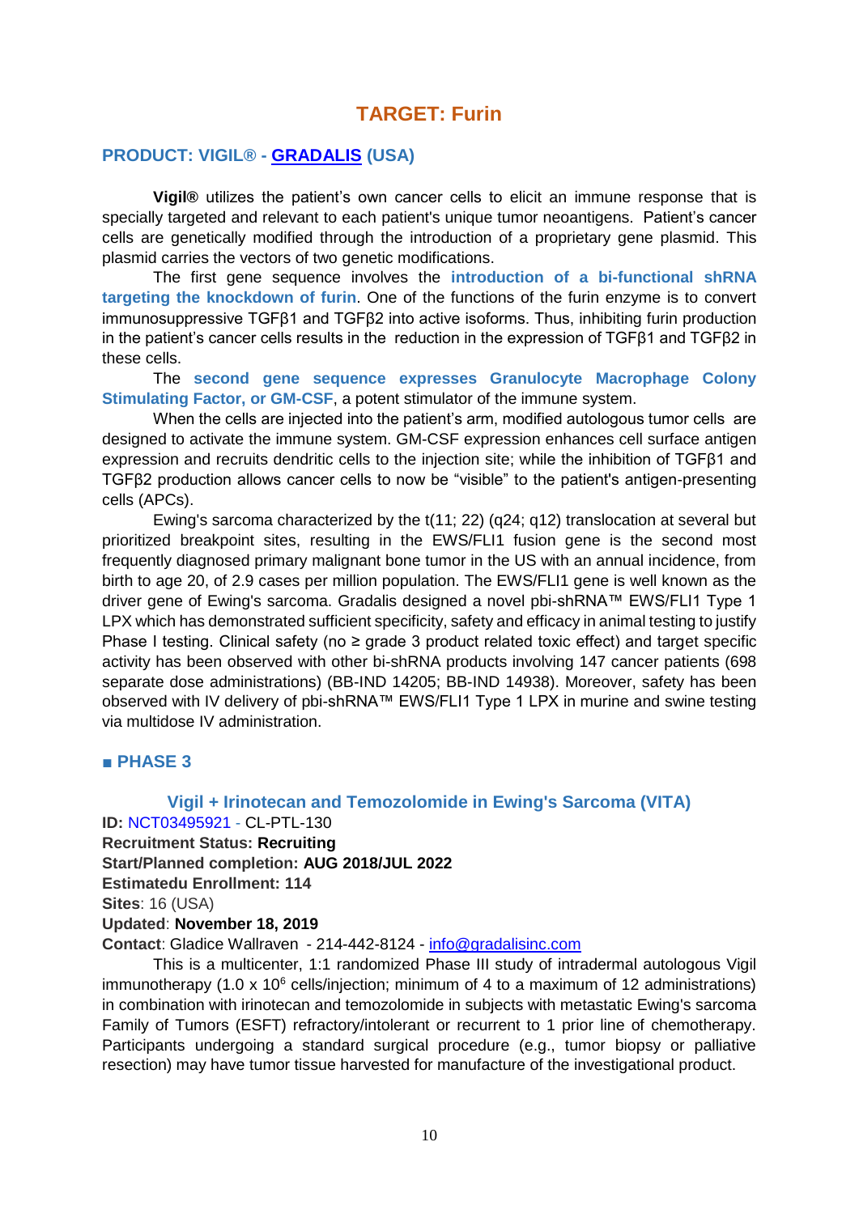# TARGET: Furin

## PRODUCT: VIGIL® - GRADALIS (USA)

**Vigil®** utilizes the patient's own cancer cells to elicit an immune response that is specially targeted and relevant to each patient's unique tumor neoantigens. Patient's cancer cells are genetically modified through the introduction of a proprietary gene plasmid. This plasmid carries the vectors of two genetic modifications.

The first gene sequence involves the **introduction of a bi-functional shRNA targeting the knockdown of furin**. One of the functions of the furin enzyme is to convert immunosuppressive TGFβ1 and TGFβ2 into active isoforms. Thus, inhibiting furin production in the patient's cancer cells results in the reduction in the expression of TGFβ1 and TGFβ2 in these cells.

The **second gene sequence expresses Granulocyte Macrophage Colony Stimulating Factor, or GM-CSF**, a potent stimulator of the immune system.

When the cells are injected into the patient's arm, modified autologous tumor cells are designed to activate the immune system. GM-CSF expression enhances cell surface antigen expression and recruits dendritic cells to the injection site; while the inhibition of TGFβ1 and TGFβ2 production allows cancer cells to now be "visible" to the patient's antigen-presenting cells (APCs).

Ewing's sarcoma characterized by the t(11; 22) (q24; q12) translocation at several but prioritized breakpoint sites, resulting in the EWS/FLI1 fusion gene is the second most frequently diagnosed primary malignant bone tumor in the US with an annual incidence, from birth to age 20, of 2.9 cases per million population. The EWS/FLI1 gene is well known as the driver gene of Ewing's sarcoma. Gradalis designed a novel pbi-shRNA™ EWS/FLI1 Type 1 LPX which has demonstrated sufficient specificity, safety and efficacy in animal testing to justify Phase I testing. Clinical safety (no ≥ grade 3 product related toxic effect) and target specific activity has been observed with other bi-shRNA products involving 147 cancer patients (698 separate dose administrations) (BB-IND 14205; BB-IND 14938). Moreover, safety has been observed with IV delivery of pbi-shRNA™ EWS/FLI1 Type 1 LPX in murine and swine testing via multidose IV administration.

### ■ PHASE 3

#### Vigil + Irinotecan and Temozolomide in Ewing's Sarcoma (VITA)

**ID:** NCT03495921 - CL-PTL-130
**Recruitment Status:** **Recruiting**
**Start/Planned completion:** **AUG 2018/JUL 2022**
**Estimatedu Enrollment: 114**
**Sites**: 16 (USA)
**Updated**: **November 18, 2019**
**Contact**: Gladice Wallraven - 214-442-8124 - info@gradalisinc.com

This is a multicenter, 1:1 randomized Phase III study of intradermal autologous Vigil immunotherapy (1.0 x $10^6$ cells/injection; minimum of 4 to a maximum of 12 administrations) in combination with irinotecan and temozolomide in subjects with metastatic Ewing's sarcoma Family of Tumors (ESFT) refractory/intolerant or recurrent to 1 prior line of chemotherapy. Participants undergoing a standard surgical procedure (e.g., tumor biopsy or palliative resection) may have tumor tissue harvested for manufacture of the investigational product.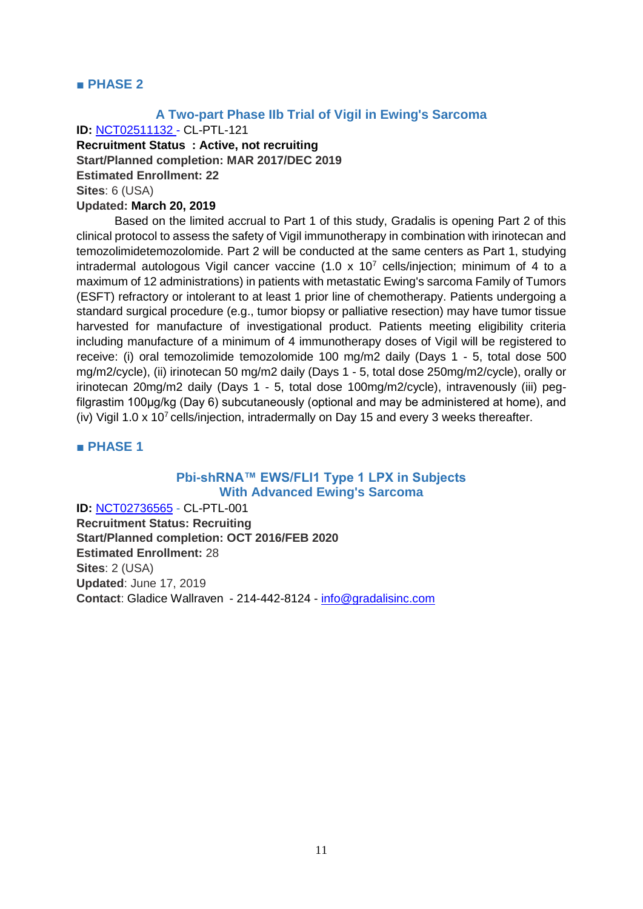## ■ PHASE 2

### A Two-part Phase IIb Trial of Vigil in Ewing's Sarcoma

**ID:** NCT02511132 - CL-PTL-121
**Recruitment Status : Active, not recruiting**
**Start/Planned completion: MAR 2017/DEC 2019**
**Estimated Enrollment: 22**
**Sites**: 6 (USA)
**Updated: March 20, 2019**

Based on the limited accrual to Part 1 of this study, Gradalis is opening Part 2 of this clinical protocol to assess the safety of Vigil immunotherapy in combination with irinotecan and temozolimidetemozolomide. Part 2 will be conducted at the same centers as Part 1, studying intradermal autologous Vigil cancer vaccine (1.0 x $10^7$ cells/injection; minimum of 4 to a maximum of 12 administrations) in patients with metastatic Ewing's sarcoma Family of Tumors (ESFT) refractory or intolerant to at least 1 prior line of chemotherapy. Patients undergoing a standard surgical procedure (e.g., tumor biopsy or palliative resection) may have tumor tissue harvested for manufacture of investigational product. Patients meeting eligibility criteria including manufacture of a minimum of 4 immunotherapy doses of Vigil will be registered to receive: (i) oral temozolimide temozolomide 100 mg/m2 daily (Days 1 - 5, total dose 500 mg/m2/cycle), (ii) irinotecan 50 mg/m2 daily (Days 1 - 5, total dose 250mg/m2/cycle), orally or irinotecan 20mg/m2 daily (Days 1 - 5, total dose 100mg/m2/cycle), intravenously (iii) peg-filgrastim 100µg/kg (Day 6) subcutaneously (optional and may be administered at home), and (iv) Vigil 1.0 x $10^7$ cells/injection, intradermally on Day 15 and every 3 weeks thereafter.

## ■ PHASE 1

### Pbi-shRNA™ EWS/FLI1 Type 1 LPX in Subjects With Advanced Ewing's Sarcoma

**ID:** NCT02736565 - CL-PTL-001
**Recruitment Status: Recruiting**
**Start/Planned completion: OCT 2016/FEB 2020**
**Estimated Enrollment:** 28
**Sites**: 2 (USA)
**Updated**: June 17, 2019
**Contact**: Gladice Wallraven - 214-442-8124 - info@gradalisinc.com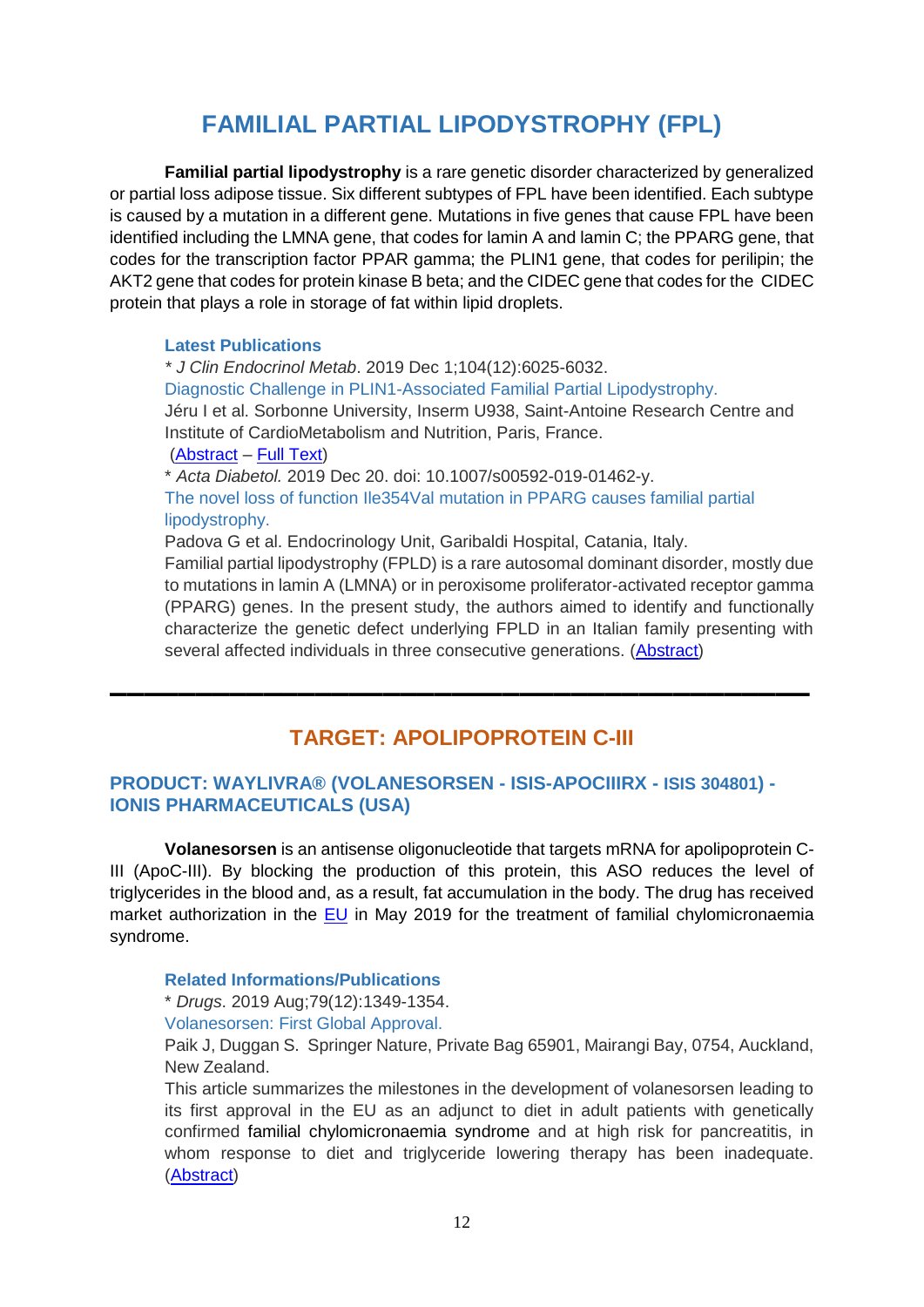# FAMILIAL PARTIAL LIPODYSTROPHY (FPL)

**Familial partial lipodystrophy** is a rare genetic disorder characterized by generalized or partial loss adipose tissue. Six different subtypes of FPL have been identified. Each subtype is caused by a mutation in a different gene. Mutations in five genes that cause FPL have been identified including the LMNA gene, that codes for lamin A and lamin C; the PPARG gene, that codes for the transcription factor PPAR gamma; the PLIN1 gene, that codes for perilipin; the AKT2 gene that codes for protein kinase B beta; and the CIDEC gene that codes for the CIDEC protein that plays a role in storage of fat within lipid droplets.

### Latest Publications

* *J Clin Endocrinol Metab*. 2019 Dec 1;104(12):6025-6032.
Diagnostic Challenge in PLIN1-Associated Familial Partial Lipodystrophy.
Jéru I et al. Sorbonne University, Inserm U938, Saint-Antoine Research Centre and Institute of CardioMetabolism and Nutrition, Paris, France.
(Abstract – Full Text)

* *Acta Diabetol.* 2019 Dec 20. doi: 10.1007/s00592-019-01462-y.
The novel loss of function Ile354Val mutation in PPARG causes familial partial lipodystrophy.
Padova G et al. Endocrinology Unit, Garibaldi Hospital, Catania, Italy.
Familial partial lipodystrophy (FPLD) is a rare autosomal dominant disorder, mostly due to mutations in lamin A (LMNA) or in peroxisome proliferator-activated receptor gamma (PPARG) genes. In the present study, the authors aimed to identify and functionally characterize the genetic defect underlying FPLD in an Italian family presenting with several affected individuals in three consecutive generations. (Abstract)

---

## TARGET: APOLIPOPROTEIN C-III

### PRODUCT: WAYLIVRA® (VOLANESORSEN - ISIS-APOCIIIRX - ISIS 304801) - IONIS PHARMACEUTICALS (USA)

**Volanesorsen** is an antisense oligonucleotide that targets mRNA for apolipoprotein C-III (ApoC-III). By blocking the production of this protein, this ASO reduces the level of triglycerides in the blood and, as a result, fat accumulation in the body. The drug has received market authorization in the EU in May 2019 for the treatment of familial chylomicronaemia syndrome.

### Related Informations/Publications

* *Drugs*. 2019 Aug;79(12):1349-1354.
Volanesorsen: First Global Approval.
Paik J, Duggan S. Springer Nature, Private Bag 65901, Mairangi Bay, 0754, Auckland, New Zealand.
This article summarizes the milestones in the development of volanesorsen leading to its first approval in the EU as an adjunct to diet in adult patients with genetically confirmed familial chylomicronaemia syndrome and at high risk for pancreatitis, in whom response to diet and triglyceride lowering therapy has been inadequate. (Abstract)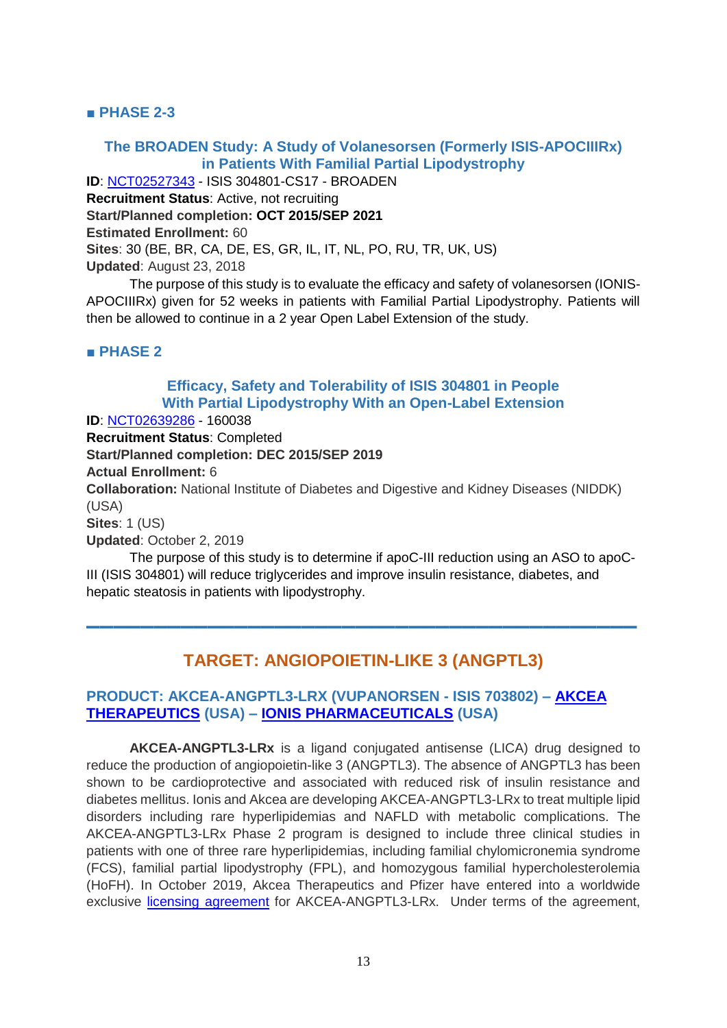## ■ PHASE 2-3

### The BROADEN Study: A Study of Volanesorsen (Formerly ISIS-APOCIIIRx) in Patients With Familial Partial Lipodystrophy

**ID**: NCT02527343 - ISIS 304801-CS17 - BROADEN
**Recruitment Status**: Active, not recruiting
**Start/Planned completion: OCT 2015/SEP 2021**
**Estimated Enrollment:** 60
**Sites**: 30 (BE, BR, CA, DE, ES, GR, IL, IT, NL, PO, RU, TR, UK, US)
**Updated**: August 23, 2018

The purpose of this study is to evaluate the efficacy and safety of volanesorsen (IONIS-APOCIIIRx) given for 52 weeks in patients with Familial Partial Lipodystrophy. Patients will then be allowed to continue in a 2 year Open Label Extension of the study.

## ■ PHASE 2

### Efficacy, Safety and Tolerability of ISIS 304801 in People With Partial Lipodystrophy With an Open-Label Extension

**ID**: NCT02639286 - 160038
**Recruitment Status**: Completed
**Start/Planned completion: DEC 2015/SEP 2019**
**Actual Enrollment:** 6
**Collaboration:** National Institute of Diabetes and Digestive and Kidney Diseases (NIDDK) (USA)
**Sites**: 1 (US)
**Updated**: October 2, 2019

The purpose of this study is to determine if apoC-III reduction using an ASO to apoC-III (ISIS 304801) will reduce triglycerides and improve insulin resistance, diabetes, and hepatic steatosis in patients with lipodystrophy.

---

# TARGET: ANGIOPOIETIN-LIKE 3 (ANGPTL3)

## PRODUCT: AKCEA-ANGPTL3-LRX (VUPANORSEN - ISIS 703802) – AKCEA THERAPEUTICS (USA) – IONIS PHARMACEUTICALS (USA)

**AKCEA-ANGPTL3-LRx** is a ligand conjugated antisense (LICA) drug designed to reduce the production of angiopoietin-like 3 (ANGPTL3). The absence of ANGPTL3 has been shown to be cardioprotective and associated with reduced risk of insulin resistance and diabetes mellitus. Ionis and Akcea are developing AKCEA-ANGPTL3-LRx to treat multiple lipid disorders including rare hyperlipidemias and NAFLD with metabolic complications. The AKCEA-ANGPTL3-LRx Phase 2 program is designed to include three clinical studies in patients with one of three rare hyperlipidemias, including familial chylomicronemia syndrome (FCS), familial partial lipodystrophy (FPL), and homozygous familial hypercholesterolemia (HoFH). In October 2019, Akcea Therapeutics and Pfizer have entered into a worldwide exclusive licensing agreement for AKCEA-ANGPTL3-LRx. Under terms of the agreement,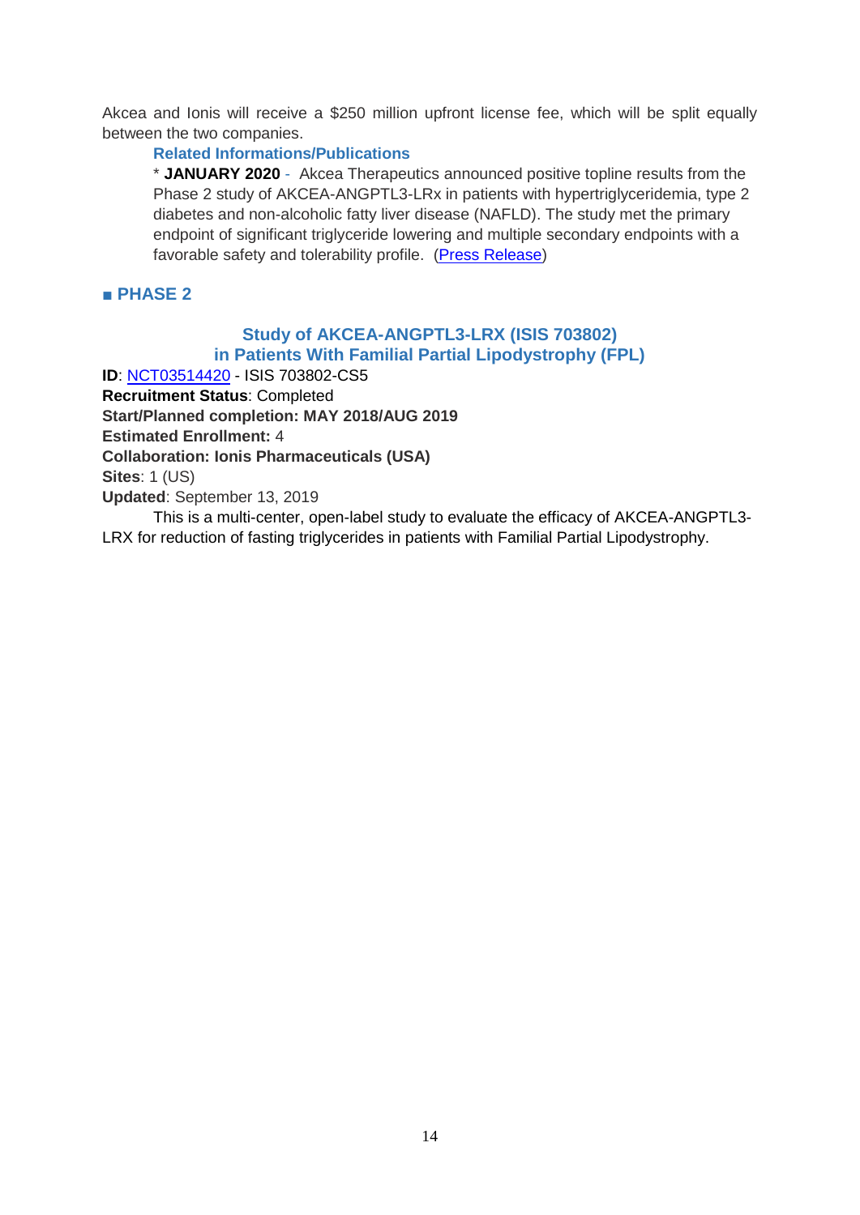Akcea and Ionis will receive a $250 million upfront license fee, which will be split equally between the two companies.

**Related Informations/Publications**

* **JANUARY 2020** - Akcea Therapeutics announced positive topline results from the Phase 2 study of AKCEA-ANGPTL3-LRx in patients with hypertriglyceridemia, type 2 diabetes and non-alcoholic fatty liver disease (NAFLD). The study met the primary endpoint of significant triglyceride lowering and multiple secondary endpoints with a favorable safety and tolerability profile. (Press Release)

## ■ PHASE 2

### Study of AKCEA-ANGPTL3-LRX (ISIS 703802) in Patients With Familial Partial Lipodystrophy (FPL)

**ID**: NCT03514420 - ISIS 703802-CS5
**Recruitment Status**: Completed
**Start/Planned completion: MAY 2018/AUG 2019**
**Estimated Enrollment:** 4
**Collaboration: Ionis Pharmaceuticals (USA)**
**Sites**: 1 (US)
**Updated**: September 13, 2019

This is a multi-center, open-label study to evaluate the efficacy of AKCEA-ANGPTL3-LRX for reduction of fasting triglycerides in patients with Familial Partial Lipodystrophy.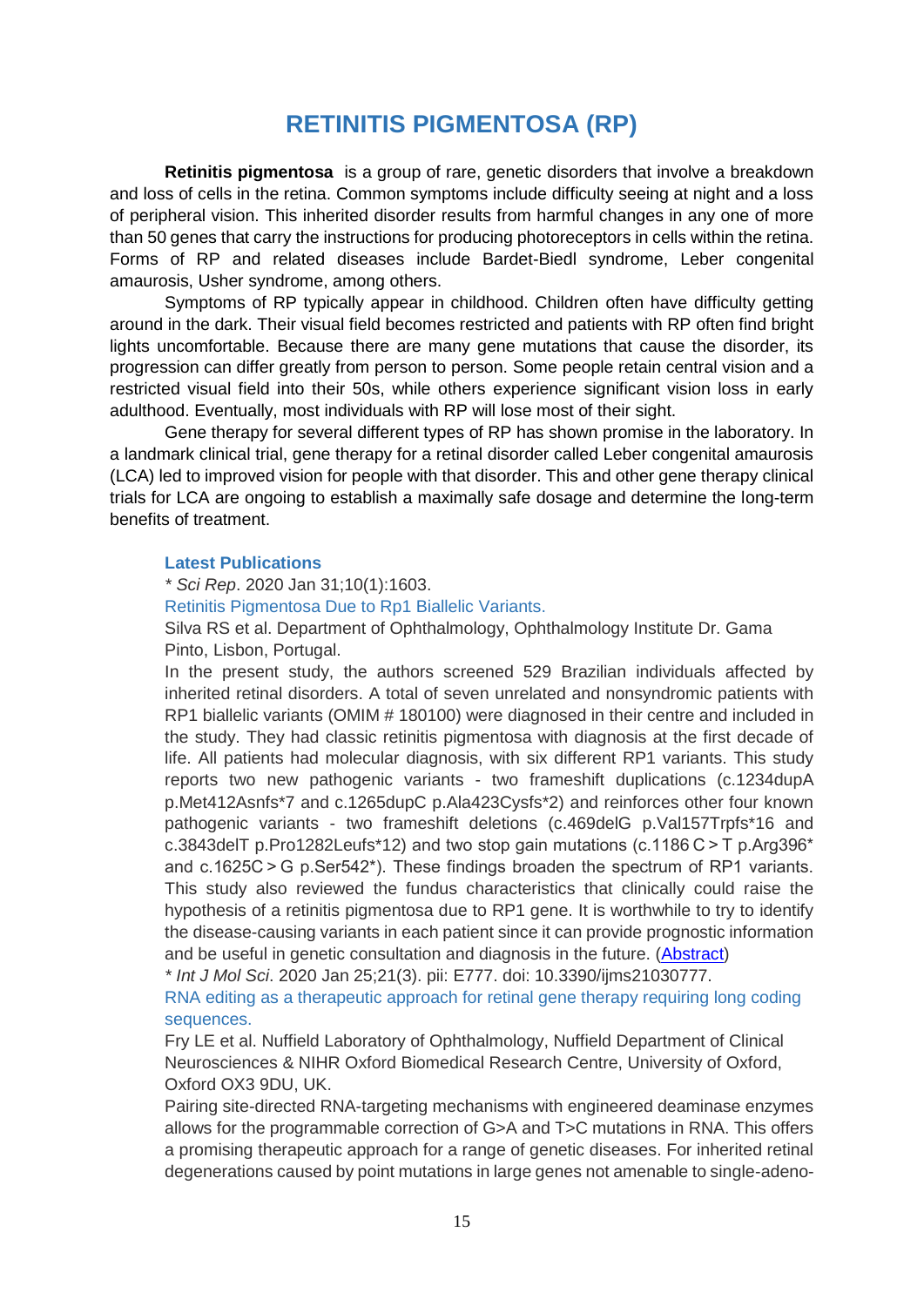# RETINITIS PIGMENTOSA (RP)

**Retinitis pigmentosa** is a group of rare, genetic disorders that involve a breakdown and loss of cells in the retina. Common symptoms include difficulty seeing at night and a loss of peripheral vision. This inherited disorder results from harmful changes in any one of more than 50 genes that carry the instructions for producing photoreceptors in cells within the retina. Forms of RP and related diseases include Bardet-Biedl syndrome, Leber congenital amaurosis, Usher syndrome, among others.

Symptoms of RP typically appear in childhood. Children often have difficulty getting around in the dark. Their visual field becomes restricted and patients with RP often find bright lights uncomfortable. Because there are many gene mutations that cause the disorder, its progression can differ greatly from person to person. Some people retain central vision and a restricted visual field into their 50s, while others experience significant vision loss in early adulthood. Eventually, most individuals with RP will lose most of their sight.

Gene therapy for several different types of RP has shown promise in the laboratory. In a landmark clinical trial, gene therapy for a retinal disorder called Leber congenital amaurosis (LCA) led to improved vision for people with that disorder. This and other gene therapy clinical trials for LCA are ongoing to establish a maximally safe dosage and determine the long-term benefits of treatment.

### Latest Publications

\* *Sci Rep*. 2020 Jan 31;10(1):1603.

Retinitis Pigmentosa Due to Rp1 Biallelic Variants.

Silva RS et al. Department of Ophthalmology, Ophthalmology Institute Dr. Gama Pinto, Lisbon, Portugal.

In the present study, the authors screened 529 Brazilian individuals affected by inherited retinal disorders. A total of seven unrelated and nonsyndromic patients with RP1 biallelic variants (OMIM # 180100) were diagnosed in their centre and included in the study. They had classic retinitis pigmentosa with diagnosis at the first decade of life. All patients had molecular diagnosis, with six different RP1 variants. This study reports two new pathogenic variants - two frameshift duplications (c.1234dupA p.Met412Asnfs*7 and c.1265dupC p.Ala423Cysfs*2) and reinforces other four known pathogenic variants - two frameshift deletions (c.469delG p.Val157Trpfs*16 and c.3843delT p.Pro1282Leufs*12) and two stop gain mutations (c.1186 C > T p.Arg396* and c.1625C > G p.Ser542*). These findings broaden the spectrum of RP1 variants. This study also reviewed the fundus characteristics that clinically could raise the hypothesis of a retinitis pigmentosa due to RP1 gene. It is worthwhile to try to identify the disease-causing variants in each patient since it can provide prognostic information and be useful in genetic consultation and diagnosis in the future. (Abstract)

\* *Int J Mol Sci*. 2020 Jan 25;21(3). pii: E777. doi: 10.3390/ijms21030777.

RNA editing as a therapeutic approach for retinal gene therapy requiring long coding sequences.

Fry LE et al. Nuffield Laboratory of Ophthalmology, Nuffield Department of Clinical Neurosciences & NIHR Oxford Biomedical Research Centre, University of Oxford, Oxford OX3 9DU, UK.

Pairing site-directed RNA-targeting mechanisms with engineered deaminase enzymes allows for the programmable correction of G>A and T>C mutations in RNA. This offers a promising therapeutic approach for a range of genetic diseases. For inherited retinal degenerations caused by point mutations in large genes not amenable to single-adeno-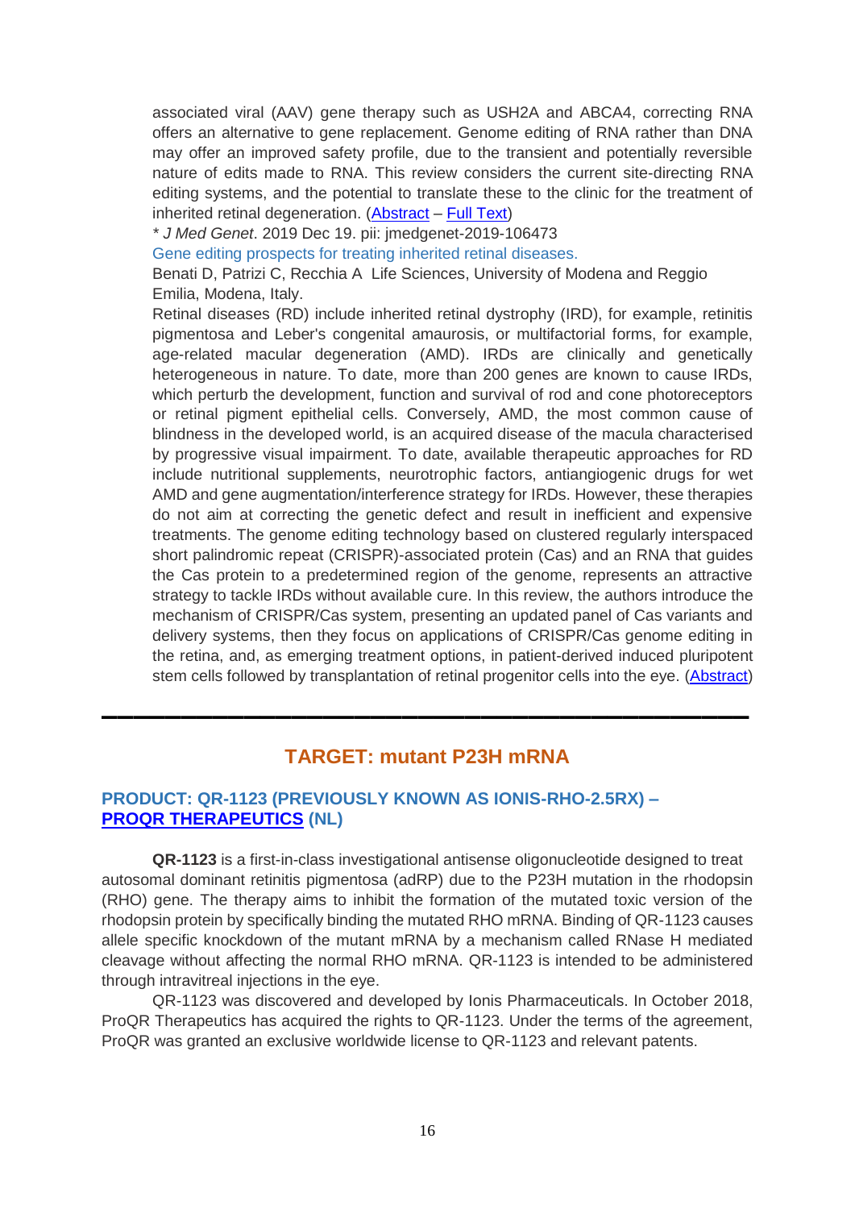associated viral (AAV) gene therapy such as USH2A and ABCA4, correcting RNA offers an alternative to gene replacement. Genome editing of RNA rather than DNA may offer an improved safety profile, due to the transient and potentially reversible nature of edits made to RNA. This review considers the current site-directing RNA editing systems, and the potential to translate these to the clinic for the treatment of inherited retinal degeneration. (Abstract – Full Text)

* *J Med Genet*. 2019 Dec 19. pii: jmedgenet-2019-106473

Gene editing prospects for treating inherited retinal diseases.

Benati D, Patrizi C, Recchia A  Life Sciences, University of Modena and Reggio Emilia, Modena, Italy.

Retinal diseases (RD) include inherited retinal dystrophy (IRD), for example, retinitis pigmentosa and Leber's congenital amaurosis, or multifactorial forms, for example, age-related macular degeneration (AMD). IRDs are clinically and genetically heterogeneous in nature. To date, more than 200 genes are known to cause IRDs, which perturb the development, function and survival of rod and cone photoreceptors or retinal pigment epithelial cells. Conversely, AMD, the most common cause of blindness in the developed world, is an acquired disease of the macula characterised by progressive visual impairment. To date, available therapeutic approaches for RD include nutritional supplements, neurotrophic factors, antiangiogenic drugs for wet AMD and gene augmentation/interference strategy for IRDs. However, these therapies do not aim at correcting the genetic defect and result in inefficient and expensive treatments. The genome editing technology based on clustered regularly interspaced short palindromic repeat (CRISPR)-associated protein (Cas) and an RNA that guides the Cas protein to a predetermined region of the genome, represents an attractive strategy to tackle IRDs without available cure. In this review, the authors introduce the mechanism of CRISPR/Cas system, presenting an updated panel of Cas variants and delivery systems, then they focus on applications of CRISPR/Cas genome editing in the retina, and, as emerging treatment options, in patient-derived induced pluripotent stem cells followed by transplantation of retinal progenitor cells into the eye. (Abstract)

---

## TARGET: mutant P23H mRNA

### PRODUCT: QR-1123 (PREVIOUSLY KNOWN AS IONIS-RHO-2.5RX) – PROQR THERAPEUTICS (NL)

**QR-1123** is a first-in-class investigational antisense oligonucleotide designed to treat autosomal dominant retinitis pigmentosa (adRP) due to the P23H mutation in the rhodopsin (RHO) gene. The therapy aims to inhibit the formation of the mutated toxic version of the rhodopsin protein by specifically binding the mutated RHO mRNA. Binding of QR-1123 causes allele specific knockdown of the mutant mRNA by a mechanism called RNase H mediated cleavage without affecting the normal RHO mRNA. QR-1123 is intended to be administered through intravitreal injections in the eye.

QR-1123 was discovered and developed by Ionis Pharmaceuticals. In October 2018, ProQR Therapeutics has acquired the rights to QR-1123. Under the terms of the agreement, ProQR was granted an exclusive worldwide license to QR-1123 and relevant patents.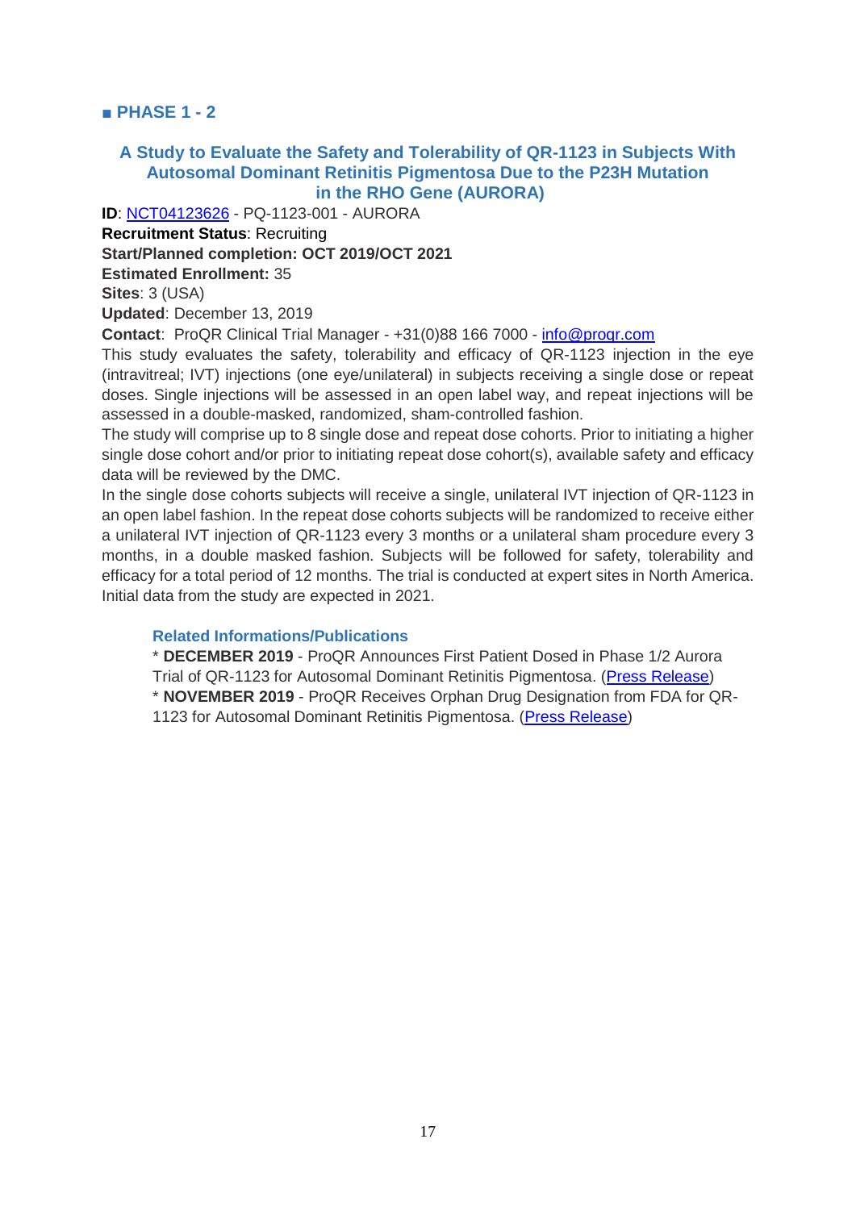## ■ PHASE 1 - 2

### A Study to Evaluate the Safety and Tolerability of QR-1123 in Subjects With Autosomal Dominant Retinitis Pigmentosa Due to the P23H Mutation in the RHO Gene (AURORA)

**ID**: NCT04123626 - PQ-1123-001 - AURORA
**Recruitment Status**: Recruiting
**Start/Planned completion: OCT 2019/OCT 2021**
**Estimated Enrollment:** 35
**Sites**: 3 (USA)
**Updated**: December 13, 2019
**Contact**: ProQR Clinical Trial Manager - +31(0)88 166 7000 - info@proqr.com

This study evaluates the safety, tolerability and efficacy of QR-1123 injection in the eye (intravitreal; IVT) injections (one eye/unilateral) in subjects receiving a single dose or repeat doses. Single injections will be assessed in an open label way, and repeat injections will be assessed in a double-masked, randomized, sham-controlled fashion.

The study will comprise up to 8 single dose and repeat dose cohorts. Prior to initiating a higher single dose cohort and/or prior to initiating repeat dose cohort(s), available safety and efficacy data will be reviewed by the DMC.

In the single dose cohorts subjects will receive a single, unilateral IVT injection of QR-1123 in an open label fashion. In the repeat dose cohorts subjects will be randomized to receive either a unilateral IVT injection of QR-1123 every 3 months or a unilateral sham procedure every 3 months, in a double masked fashion. Subjects will be followed for safety, tolerability and efficacy for a total period of 12 months. The trial is conducted at expert sites in North America. Initial data from the study are expected in 2021.

#### Related Informations/Publications

* **DECEMBER 2019** - ProQR Announces First Patient Dosed in Phase 1/2 Aurora Trial of QR-1123 for Autosomal Dominant Retinitis Pigmentosa. (Press Release)
* **NOVEMBER 2019** - ProQR Receives Orphan Drug Designation from FDA for QR-1123 for Autosomal Dominant Retinitis Pigmentosa. (Press Release)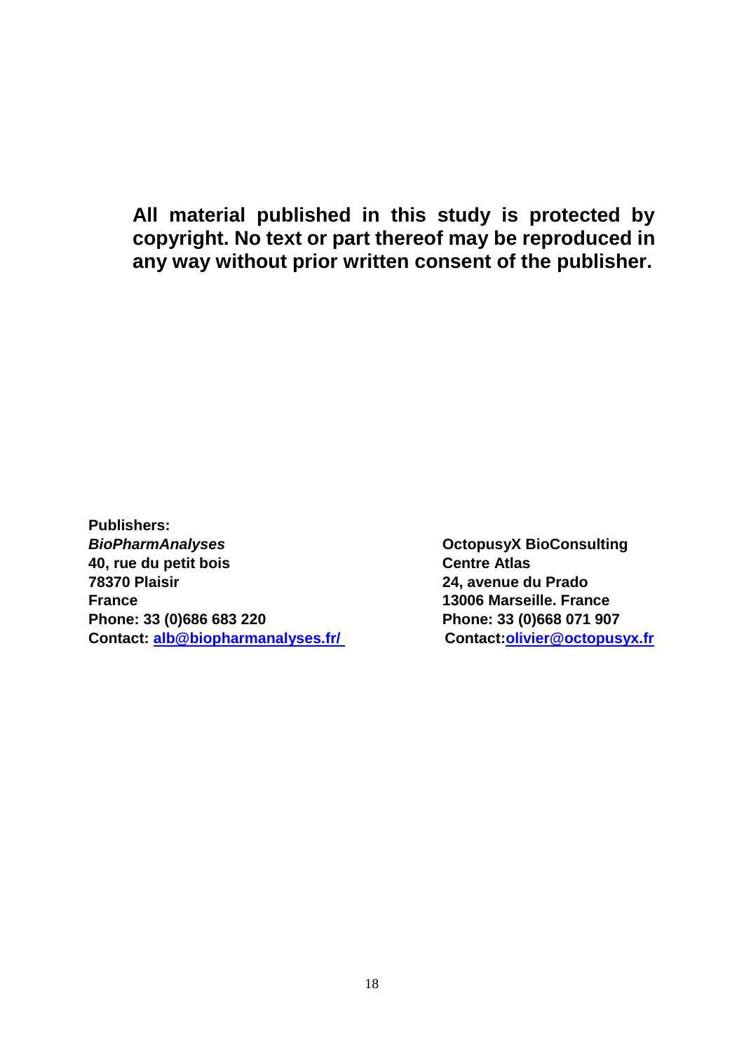**All material published in this study is protected by copyright. No text or part thereof may be reproduced in any way without prior written consent of the publisher.**

**Publishers:**

***BioPharmAnalyses***
**40, rue du petit bois**
**78370 Plaisir**
**France**
**Phone: 33 (0)686 683 220**
**Contact: [alb@biopharmanalyses.fr/](mailto:alb@biopharmanalyses.fr)**

**OctopusyX BioConsulting**
**Centre Atlas**
**24, avenue du Prado**
**13006 Marseille. France**
**Phone: 33 (0)668 071 907**
**Contact:[olivier@octopusyx.fr](mailto:olivier@octopusyx.fr)**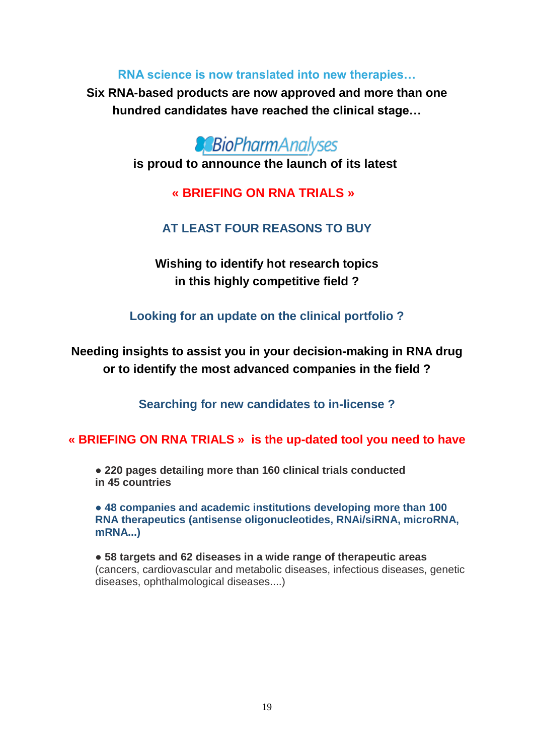**RNA science is now translated into new therapies…**

**Six RNA-based products are now approved and more than one hundred candidates have reached the clinical stage…**

BioPharmAnalyses

**is proud to announce the launch of its latest**

## « BRIEFING ON RNA TRIALS »

### AT LEAST FOUR REASONS TO BUY

**Wishing to identify hot research topics in this highly competitive field ?**

**Looking for an update on the clinical portfolio ?**

**Needing insights to assist you in your decision-making in RNA drug or to identify the most advanced companies in the field ?**

**Searching for new candidates to in-license ?**

**« BRIEFING ON RNA TRIALS » is the up-dated tool you need to have**

- **220 pages detailing more than 160 clinical trials conducted in 45 countries**
- **48 companies and academic institutions developing more than 100 RNA therapeutics (antisense oligonucleotides, RNAi/siRNA, microRNA, mRNA...)**
- **58 targets and 62 diseases in a wide range of therapeutic areas** (cancers, cardiovascular and metabolic diseases, infectious diseases, genetic diseases, ophthalmological diseases....)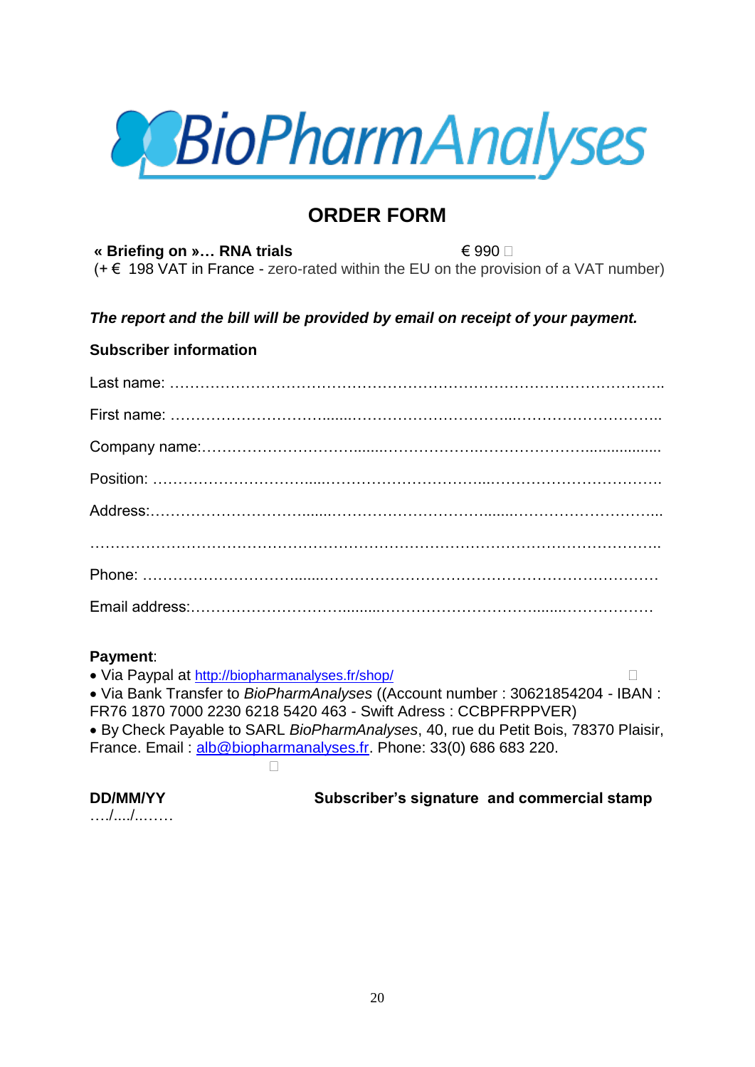BioPharmAnalyses

# ORDER FORM

**« Briefing on »… RNA trials** € 990 ☐
(+ € 198 VAT in France - zero-rated within the EU on the provision of a VAT number)

***The report and the bill will be provided by email on receipt of your payment.***

**Subscriber information**

Last name: ………………………………………………………………………………………..

First name: …………………………......……………………….....………………………..

Company name:…………………………......……………….………………….................

Position: ………………………….....…………………………....…………………………….

Address:……………………………......……………………….......………………………....

…………………………………………………………………………………………………..

Phone: …………………………......…………………………………………………………

Email address:…………………………..........……………………………......………………

**Payment**:

- Via Paypal at http://biopharmanalyses.fr/shop/ ☐
- Via Bank Transfer to *BioPharmAnalyses* ((Account number : 30621854204 - IBAN : FR76 1870 7000 2230 6218 5420 463 - Swift Adress : CCBPFRPPVER)
- By Check Payable to SARL *BioPharmAnalyses*, 40, rue du Petit Bois, 78370 Plaisir, France. Email : alb@biopharmanalyses.fr. Phone: 33(0) 686 683 220.

☐

**DD/MM/YY** **Subscriber's signature and commercial stamp**

…./..../..……